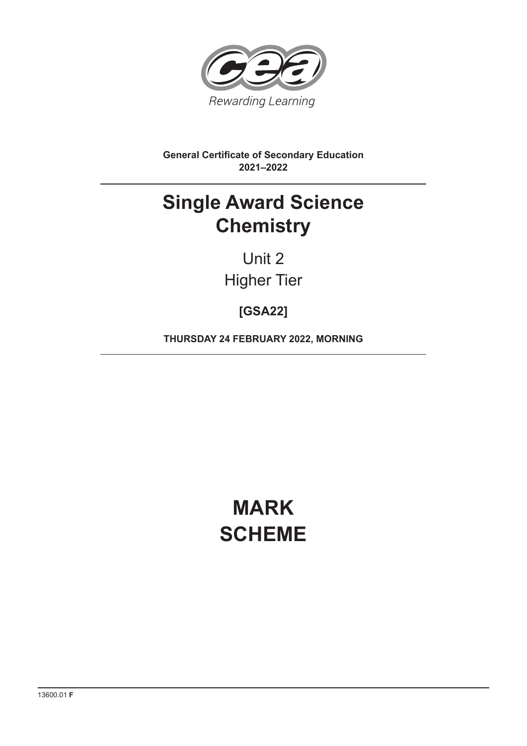Rewarding Learning

**General Certificate of Secondary Education**
**2021–2022**

# Single Award Science
# Chemistry

Unit 2

Higher Tier

**[GSA22]**

**THURSDAY 24 FEBRUARY 2022, MORNING**

# MARK SCHEME

13600.01 **F**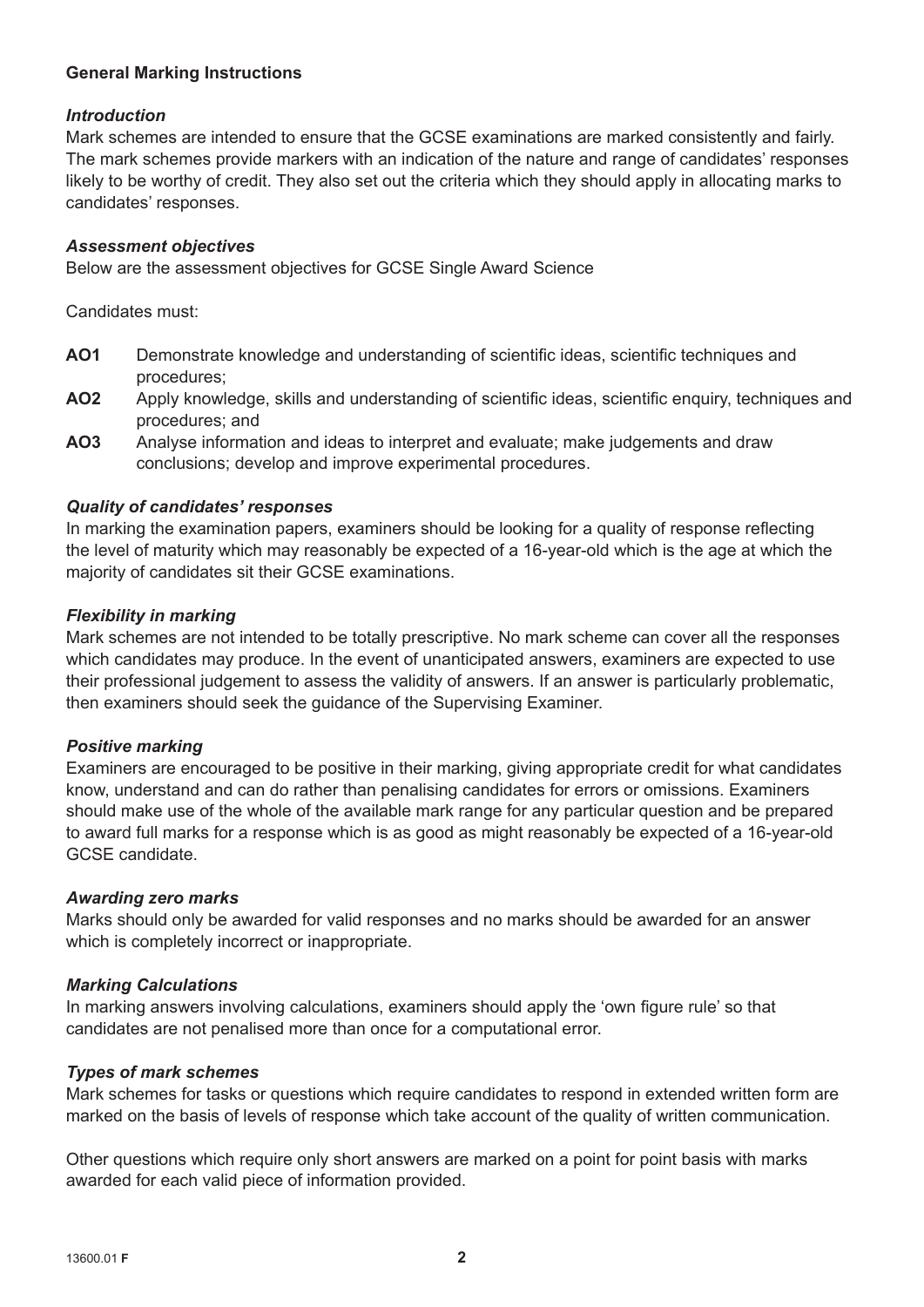## General Marking Instructions

### *Introduction*

Mark schemes are intended to ensure that the GCSE examinations are marked consistently and fairly. The mark schemes provide markers with an indication of the nature and range of candidates' responses likely to be worthy of credit. They also set out the criteria which they should apply in allocating marks to candidates' responses.

### *Assessment objectives*

Below are the assessment objectives for GCSE Single Award Science

Candidates must:

- **AO1** Demonstrate knowledge and understanding of scientific ideas, scientific techniques and procedures;
- **AO2** Apply knowledge, skills and understanding of scientific ideas, scientific enquiry, techniques and procedures; and
- **AO3** Analyse information and ideas to interpret and evaluate; make judgements and draw conclusions; develop and improve experimental procedures.

### *Quality of candidates' responses*

In marking the examination papers, examiners should be looking for a quality of response reflecting the level of maturity which may reasonably be expected of a 16-year-old which is the age at which the majority of candidates sit their GCSE examinations.

### *Flexibility in marking*

Mark schemes are not intended to be totally prescriptive. No mark scheme can cover all the responses which candidates may produce. In the event of unanticipated answers, examiners are expected to use their professional judgement to assess the validity of answers. If an answer is particularly problematic, then examiners should seek the guidance of the Supervising Examiner.

### *Positive marking*

Examiners are encouraged to be positive in their marking, giving appropriate credit for what candidates know, understand and can do rather than penalising candidates for errors or omissions. Examiners should make use of the whole of the available mark range for any particular question and be prepared to award full marks for a response which is as good as might reasonably be expected of a 16-year-old GCSE candidate.

### *Awarding zero marks*

Marks should only be awarded for valid responses and no marks should be awarded for an answer which is completely incorrect or inappropriate.

### *Marking Calculations*

In marking answers involving calculations, examiners should apply the 'own figure rule' so that candidates are not penalised more than once for a computational error.

### *Types of mark schemes*

Mark schemes for tasks or questions which require candidates to respond in extended written form are marked on the basis of levels of response which take account of the quality of written communication.

Other questions which require only short answers are marked on a point for point basis with marks awarded for each valid piece of information provided.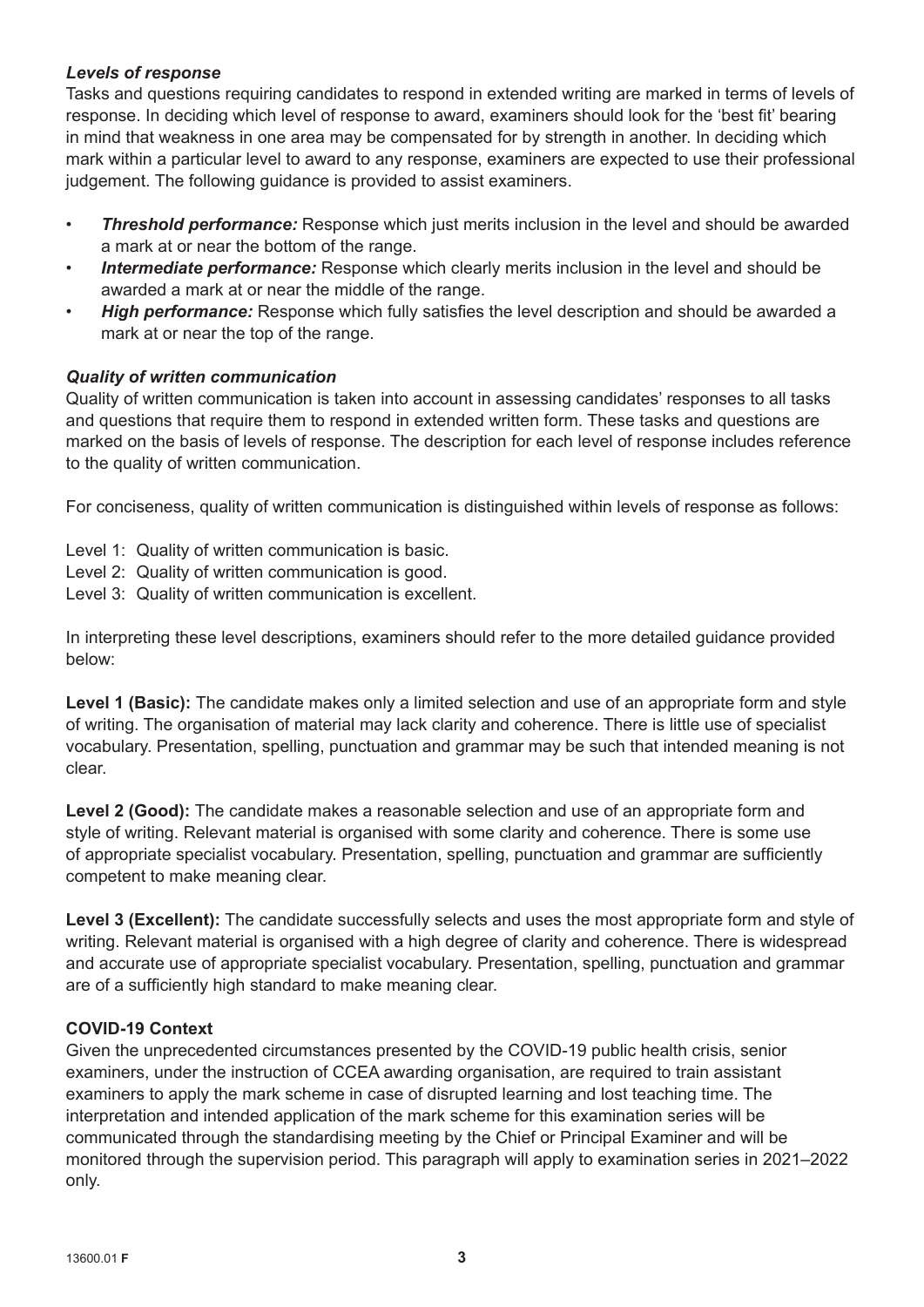### *Levels of response*

Tasks and questions requiring candidates to respond in extended writing are marked in terms of levels of response. In deciding which level of response to award, examiners should look for the 'best fit' bearing in mind that weakness in one area may be compensated for by strength in another. In deciding which mark within a particular level to award to any response, examiners are expected to use their professional judgement. The following guidance is provided to assist examiners.

- ***Threshold performance:*** Response which just merits inclusion in the level and should be awarded a mark at or near the bottom of the range.
- ***Intermediate performance:*** Response which clearly merits inclusion in the level and should be awarded a mark at or near the middle of the range.
- ***High performance:*** Response which fully satisfies the level description and should be awarded a mark at or near the top of the range.

### *Quality of written communication*

Quality of written communication is taken into account in assessing candidates' responses to all tasks and questions that require them to respond in extended written form. These tasks and questions are marked on the basis of levels of response. The description for each level of response includes reference to the quality of written communication.

For conciseness, quality of written communication is distinguished within levels of response as follows:

Level 1: Quality of written communication is basic.
Level 2: Quality of written communication is good.
Level 3: Quality of written communication is excellent.

In interpreting these level descriptions, examiners should refer to the more detailed guidance provided below:

**Level 1 (Basic):** The candidate makes only a limited selection and use of an appropriate form and style of writing. The organisation of material may lack clarity and coherence. There is little use of specialist vocabulary. Presentation, spelling, punctuation and grammar may be such that intended meaning is not clear.

**Level 2 (Good):** The candidate makes a reasonable selection and use of an appropriate form and style of writing. Relevant material is organised with some clarity and coherence. There is some use of appropriate specialist vocabulary. Presentation, spelling, punctuation and grammar are sufficiently competent to make meaning clear.

**Level 3 (Excellent):** The candidate successfully selects and uses the most appropriate form and style of writing. Relevant material is organised with a high degree of clarity and coherence. There is widespread and accurate use of appropriate specialist vocabulary. Presentation, spelling, punctuation and grammar are of a sufficiently high standard to make meaning clear.

### COVID-19 Context

Given the unprecedented circumstances presented by the COVID-19 public health crisis, senior examiners, under the instruction of CCEA awarding organisation, are required to train assistant examiners to apply the mark scheme in case of disrupted learning and lost teaching time. The interpretation and intended application of the mark scheme for this examination series will be communicated through the standardising meeting by the Chief or Principal Examiner and will be monitored through the supervision period. This paragraph will apply to examination series in 2021–2022 only.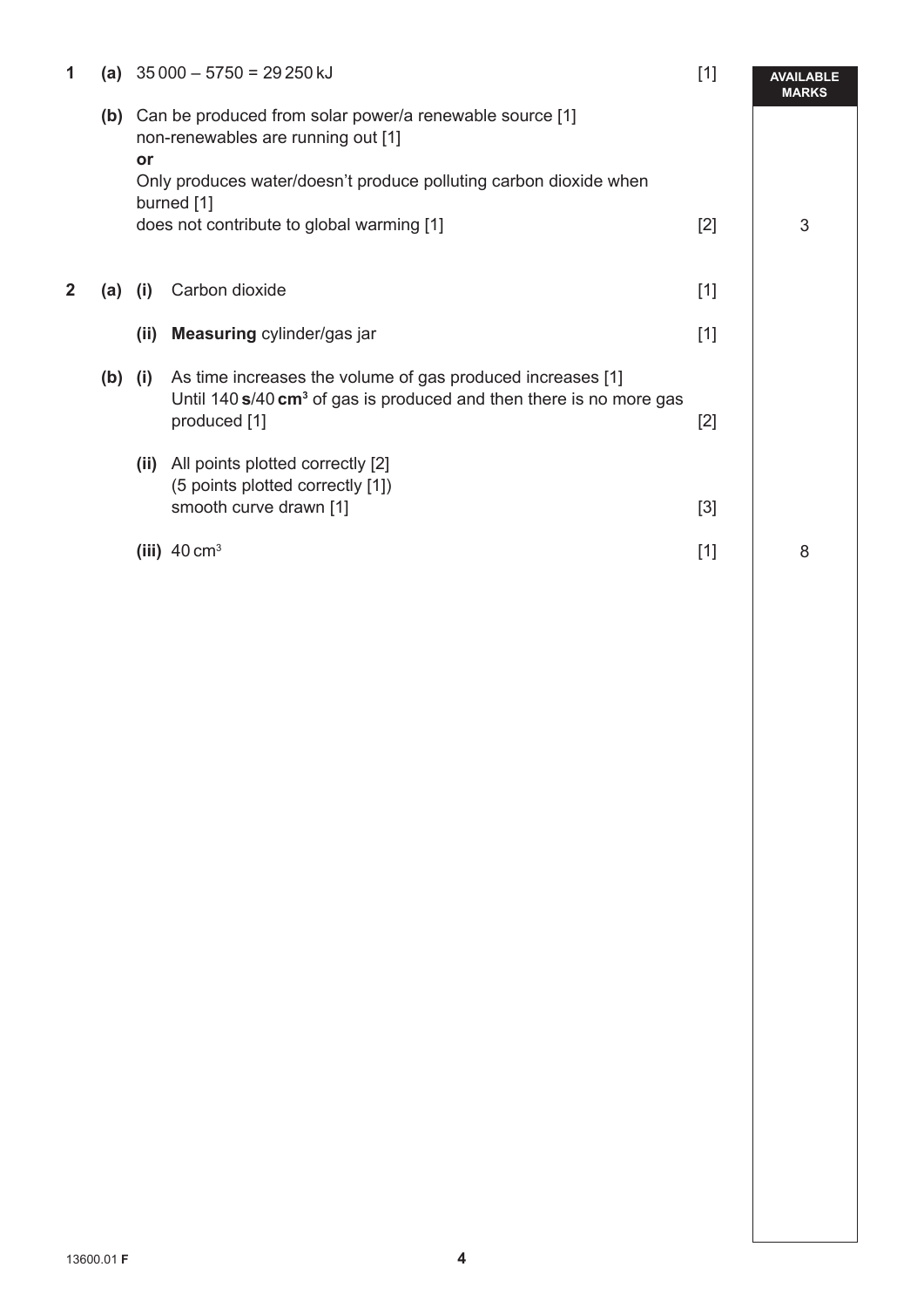| | | | | | AVAILABLE MARKS |
|---|---|---|---|---|---|
| 1 | (a) | | 35 000 – 5750 = 29 250 kJ | [1] | |
| | (b) | | Can be produced from solar power/a renewable source [1]<br>non-renewables are running out [1]<br>**or**<br>Only produces water/doesn't produce polluting carbon dioxide when burned [1]<br>does not contribute to global warming [1] | [2] | 3 |
| 2 | (a) | (i) | Carbon dioxide | [1] | |
| | | (ii) | **Measuring** cylinder/gas jar | [1] | |
| | (b) | (i) | As time increases the volume of gas produced increases [1]<br>Until 140 **s**/40 **cm³** of gas is produced and then there is no more gas produced [1] | [2] | |
| | | (ii) | All points plotted correctly [2]<br>(5 points plotted correctly [1])<br>smooth curve drawn [1] | [3] | |
| | | (iii) | 40 $cm^3$ | [1] | 8 |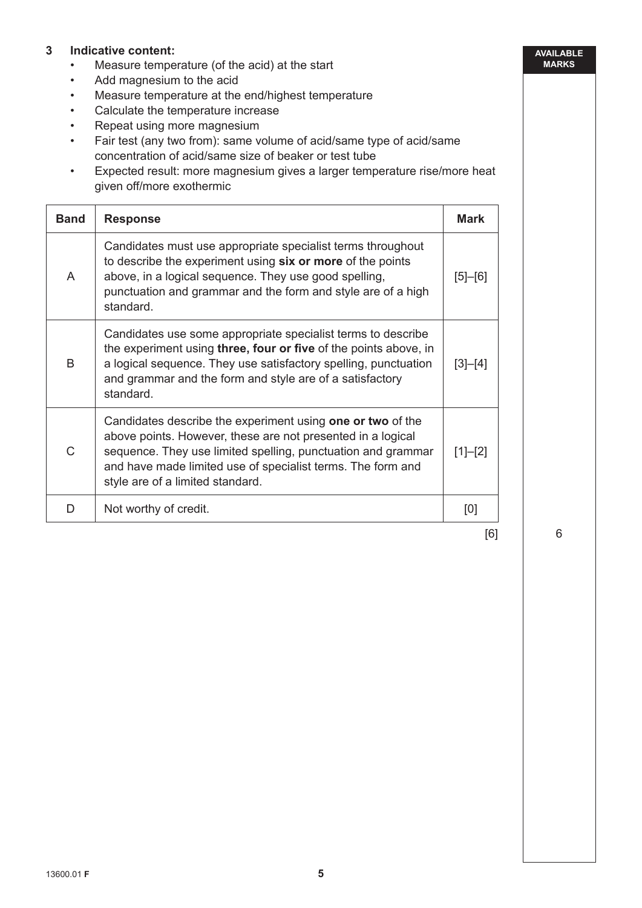**3 Indicative content:**

- Measure temperature (of the acid) at the start
- Add magnesium to the acid
- Measure temperature at the end/highest temperature
- Calculate the temperature increase
- Repeat using more magnesium
- Fair test (any two from): same volume of acid/same type of acid/same concentration of acid/same size of beaker or test tube
- Expected result: more magnesium gives a larger temperature rise/more heat given off/more exothermic

| Band | Response | Mark |
|---|---|---|
| A | Candidates must use appropriate specialist terms throughout to describe the experiment using **six or more** of the points above, in a logical sequence. They use good spelling, punctuation and grammar and the form and style are of a high standard. | [5]–[6] |
| B | Candidates use some appropriate specialist terms to describe the experiment using **three, four or five** of the points above, in a logical sequence. They use satisfactory spelling, punctuation and grammar and the form and style are of a satisfactory standard. | [3]–[4] |
| C | Candidates describe the experiment using **one or two** of the above points. However, these are not presented in a logical sequence. They use limited spelling, punctuation and grammar and have made limited use of specialist terms. The form and style are of a limited standard. | [1]–[2] |
| D | Not worthy of credit. | [0] |

[6]

AVAILABLE MARKS: 6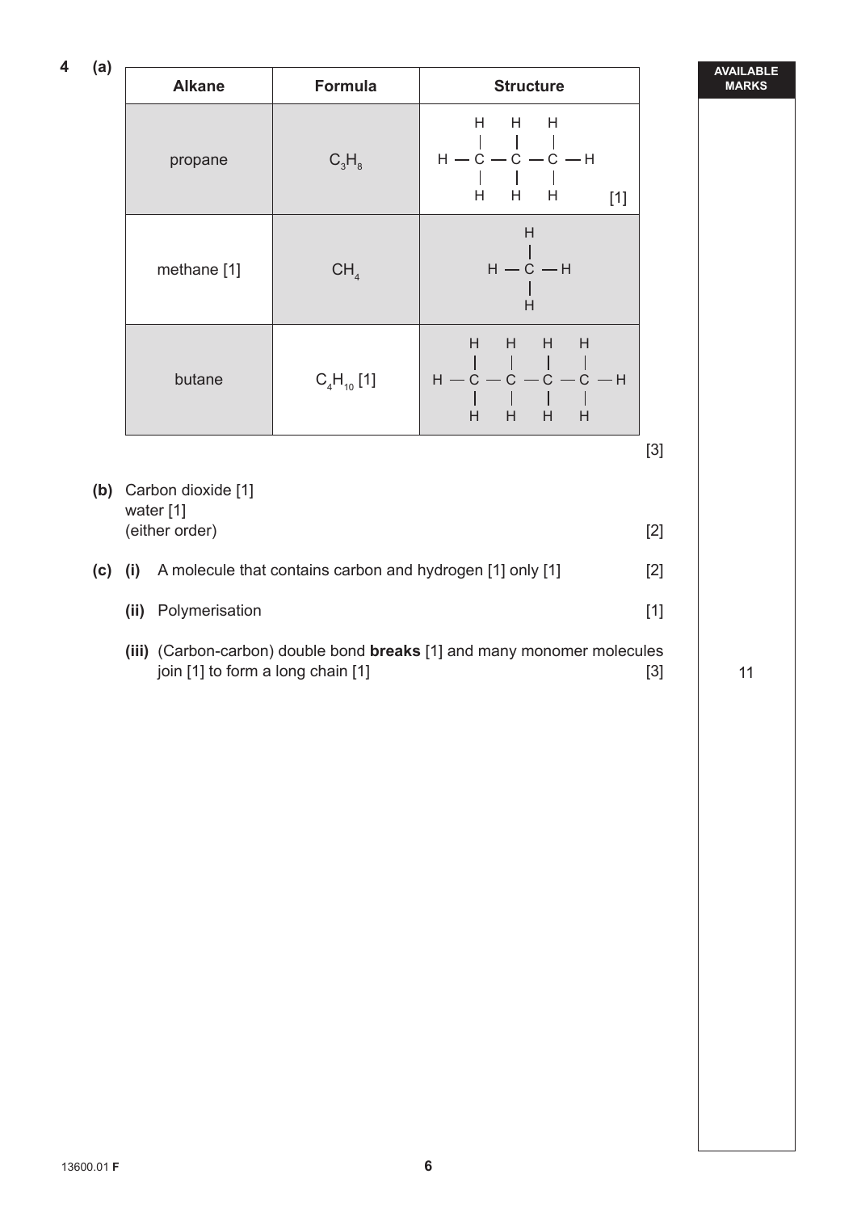**4 (a)**

| Alkane | Formula | Structure |
| --- | --- | --- |
| propane | $C_3H_8$ | H–C–C–C–H with H above and below each C (propane displayed formula) [1] |
| methane [1] | $CH_4$ | H–C–H with H above and below C (methane displayed formula) |
| butane | $C_4H_{10}$ [1] | H–C–C–C–C–H with H above and below each C (butane displayed formula) |

[3]

**(b)** Carbon dioxide [1]
water [1]
(either order) [2]

**(c) (i)** A molecule that contains carbon and hydrogen [1] only [1] [2]

**(ii)** Polymerisation [1]

**(iii)** (Carbon-carbon) double bond **breaks** [1] and many monomer molecules join [1] to form a long chain [1] [3]

AVAILABLE MARKS: 11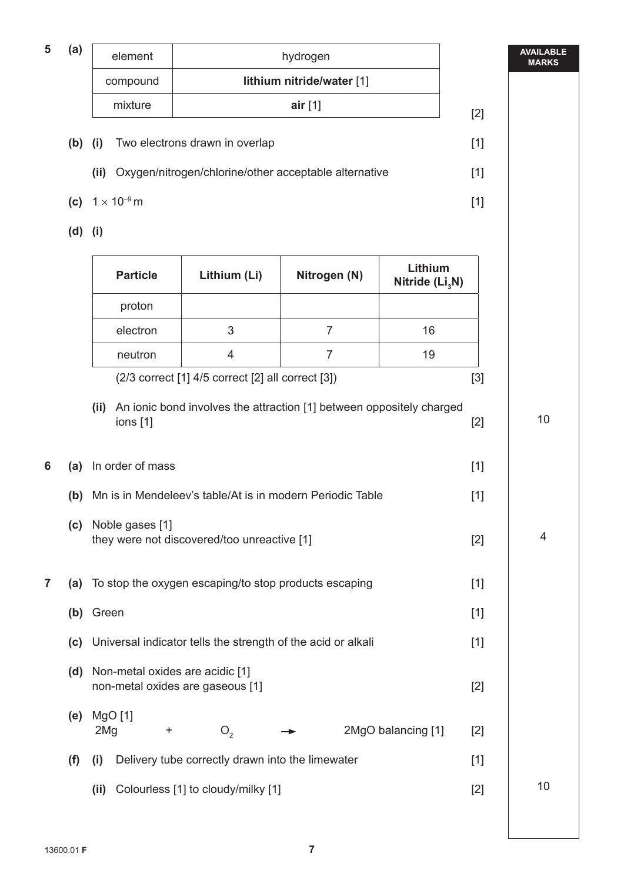AVAILABLE MARKS

**5 (a)**

| element | hydrogen |
|---|---|
| compound | **lithium nitride/water** [1] |
| mixture | **air** [1] |

[2]

**(b) (i)** Two electrons drawn in overlap [1]

**(ii)** Oxygen/nitrogen/chlorine/other acceptable alternative [1]

**(c)** $1 \times 10^{-9}$ m [1]

**(d) (i)**

| Particle | Lithium (Li) | Nitrogen (N) | Lithium Nitride ($Li_3N$) |
|---|---|---|---|
| proton | | | |
| electron | 3 | 7 | 16 |
| neutron | 4 | 7 | 19 |

(2/3 correct [1] 4/5 correct [2] all correct [3]) [3]

**(ii)** An ionic bond involves the attraction [1] between oppositely charged ions [1] [2]

10

**6 (a)** In order of mass [1]

**(b)** Mn is in Mendeleev's table/At is in modern Periodic Table [1]

**(c)** Noble gases [1]
they were not discovered/too unreactive [1] [2]

4

**7 (a)** To stop the oxygen escaping/to stop products escaping [1]

**(b)** Green [1]

**(c)** Universal indicator tells the strength of the acid or alkali [1]

**(d)** Non-metal oxides are acidic [1]
non-metal oxides are gaseous [1] [2]

**(e)** MgO [1]
$2Mg + O_2 \rightarrow 2MgO$ balancing [1] [2]

**(f) (i)** Delivery tube correctly drawn into the limewater [1]

**(ii)** Colourless [1] to cloudy/milky [1] [2]

10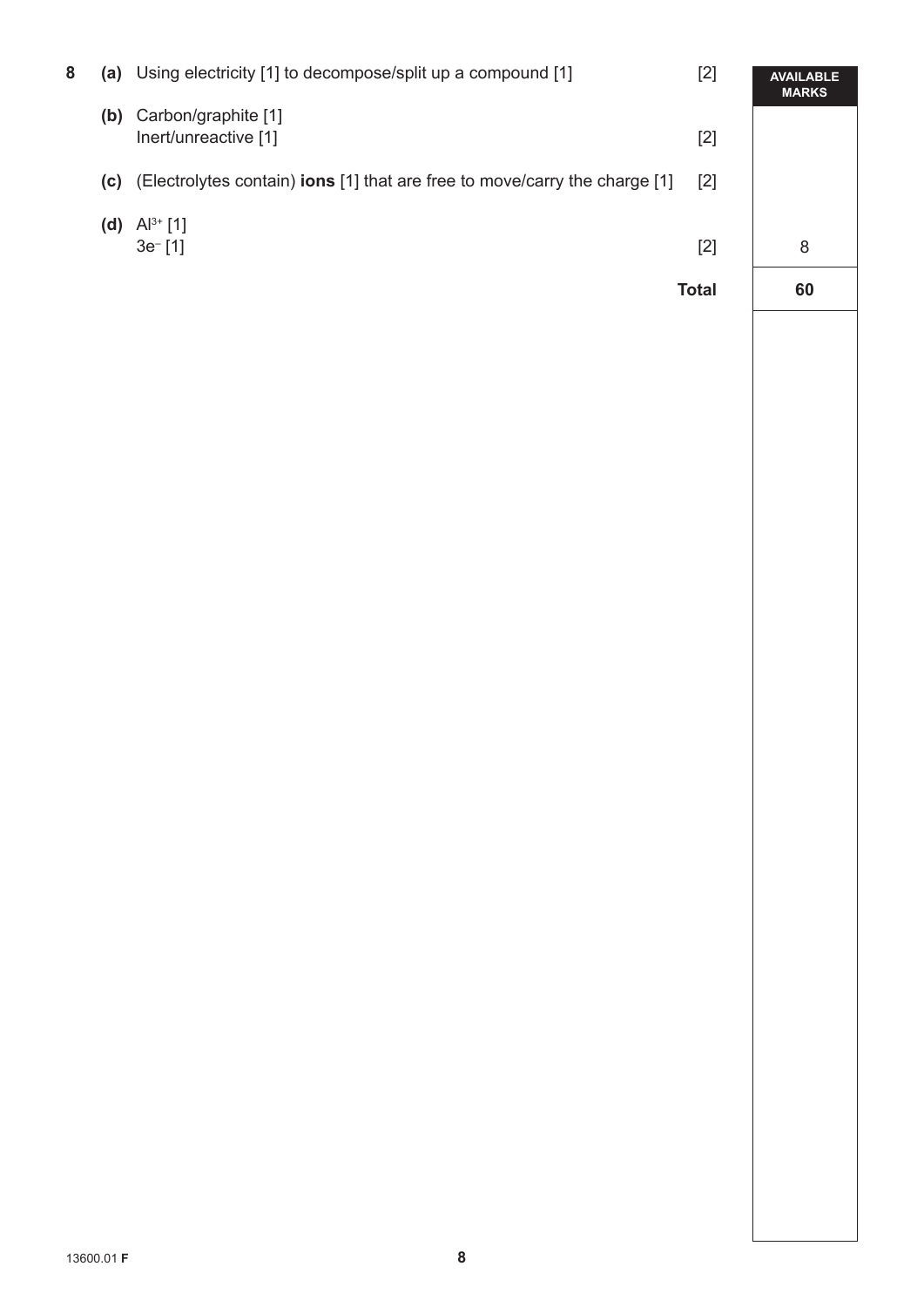| | | | | AVAILABLE MARKS |
|---|---|---|---|---|
| **8** | **(a)** | Using electricity [1] to decompose/split up a compound [1] | [2] | |
| | **(b)** | Carbon/graphite [1]<br>Inert/unreactive [1] | [2] | |
| | **(c)** | (Electrolytes contain) **ions** [1] that are free to move/carry the charge [1] | [2] | |
| | **(d)** | $Al^{3+}$ [1]<br>$3e^{-}$ [1] | [2] | 8 |
| | | | **Total** | **60** |

13600.01 **F**